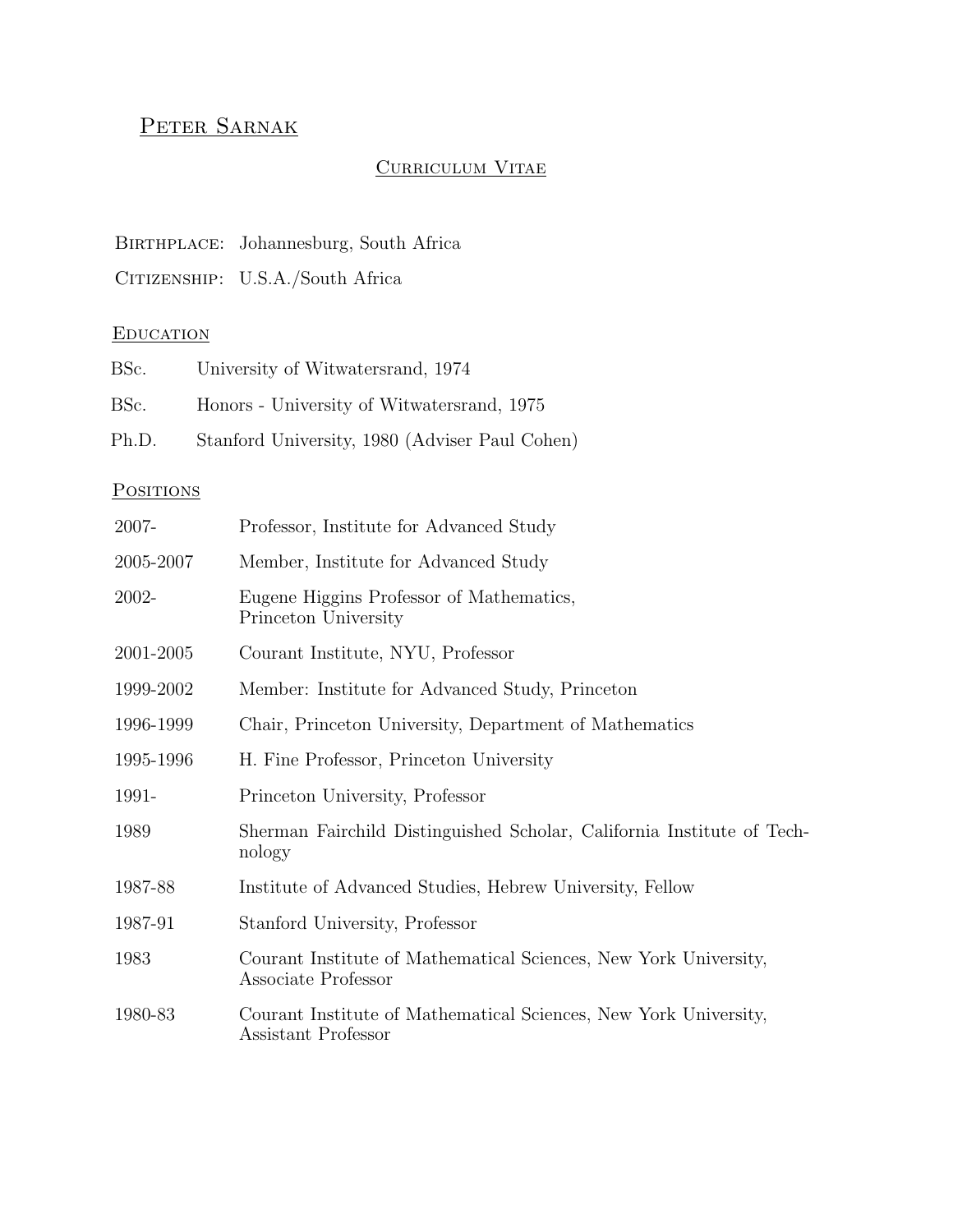# Peter Sarnak

## Curriculum Vitae

Birthplace: Johannesburg, South Africa

Citizenship: U.S.A./South Africa

## Education

| | |
|---|---|
| BSc. | University of Witwatersrand, 1974 |
| BSc. | Honors - University of Witwatersrand, 1975 |
| Ph.D. | Stanford University, 1980 (Adviser Paul Cohen) |

## Positions

| | |
|---|---|
| 2007- | Professor, Institute for Advanced Study |
| 2005-2007 | Member, Institute for Advanced Study |
| 2002- | Eugene Higgins Professor of Mathematics, Princeton University |
| 2001-2005 | Courant Institute, NYU, Professor |
| 1999-2002 | Member: Institute for Advanced Study, Princeton |
| 1996-1999 | Chair, Princeton University, Department of Mathematics |
| 1995-1996 | H. Fine Professor, Princeton University |
| 1991- | Princeton University, Professor |
| 1989 | Sherman Fairchild Distinguished Scholar, California Institute of Technology |
| 1987-88 | Institute of Advanced Studies, Hebrew University, Fellow |
| 1987-91 | Stanford University, Professor |
| 1983 | Courant Institute of Mathematical Sciences, New York University, Associate Professor |
| 1980-83 | Courant Institute of Mathematical Sciences, New York University, Assistant Professor |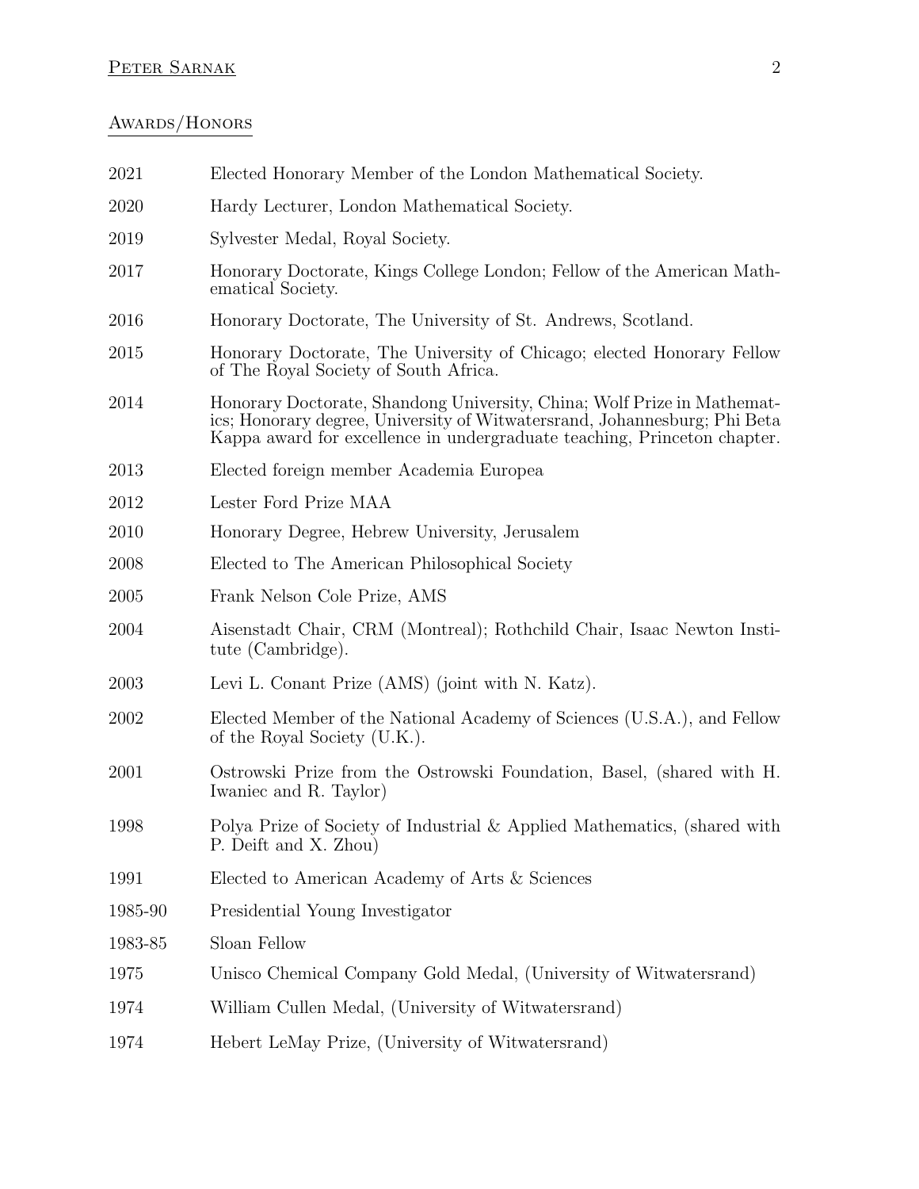## Awards/Honors

| | |
|---|---|
| 2021 | Elected Honorary Member of the London Mathematical Society. |
| 2020 | Hardy Lecturer, London Mathematical Society. |
| 2019 | Sylvester Medal, Royal Society. |
| 2017 | Honorary Doctorate, Kings College London; Fellow of the American Mathematical Society. |
| 2016 | Honorary Doctorate, The University of St. Andrews, Scotland. |
| 2015 | Honorary Doctorate, The University of Chicago; elected Honorary Fellow of The Royal Society of South Africa. |
| 2014 | Honorary Doctorate, Shandong University, China; Wolf Prize in Mathematics; Honorary degree, University of Witwatersrand, Johannesburg; Phi Beta Kappa award for excellence in undergraduate teaching, Princeton chapter. |
| 2013 | Elected foreign member Academia Europea |
| 2012 | Lester Ford Prize MAA |
| 2010 | Honorary Degree, Hebrew University, Jerusalem |
| 2008 | Elected to The American Philosophical Society |
| 2005 | Frank Nelson Cole Prize, AMS |
| 2004 | Aisenstadt Chair, CRM (Montreal); Rothchild Chair, Isaac Newton Institute (Cambridge). |
| 2003 | Levi L. Conant Prize (AMS) (joint with N. Katz). |
| 2002 | Elected Member of the National Academy of Sciences (U.S.A.), and Fellow of the Royal Society (U.K.). |
| 2001 | Ostrowski Prize from the Ostrowski Foundation, Basel, (shared with H. Iwaniec and R. Taylor) |
| 1998 | Polya Prize of Society of Industrial & Applied Mathematics, (shared with P. Deift and X. Zhou) |
| 1991 | Elected to American Academy of Arts & Sciences |
| 1985-90 | Presidential Young Investigator |
| 1983-85 | Sloan Fellow |
| 1975 | Unisco Chemical Company Gold Medal, (University of Witwatersrand) |
| 1974 | William Cullen Medal, (University of Witwatersrand) |
| 1974 | Hebert LeMay Prize, (University of Witwatersrand) |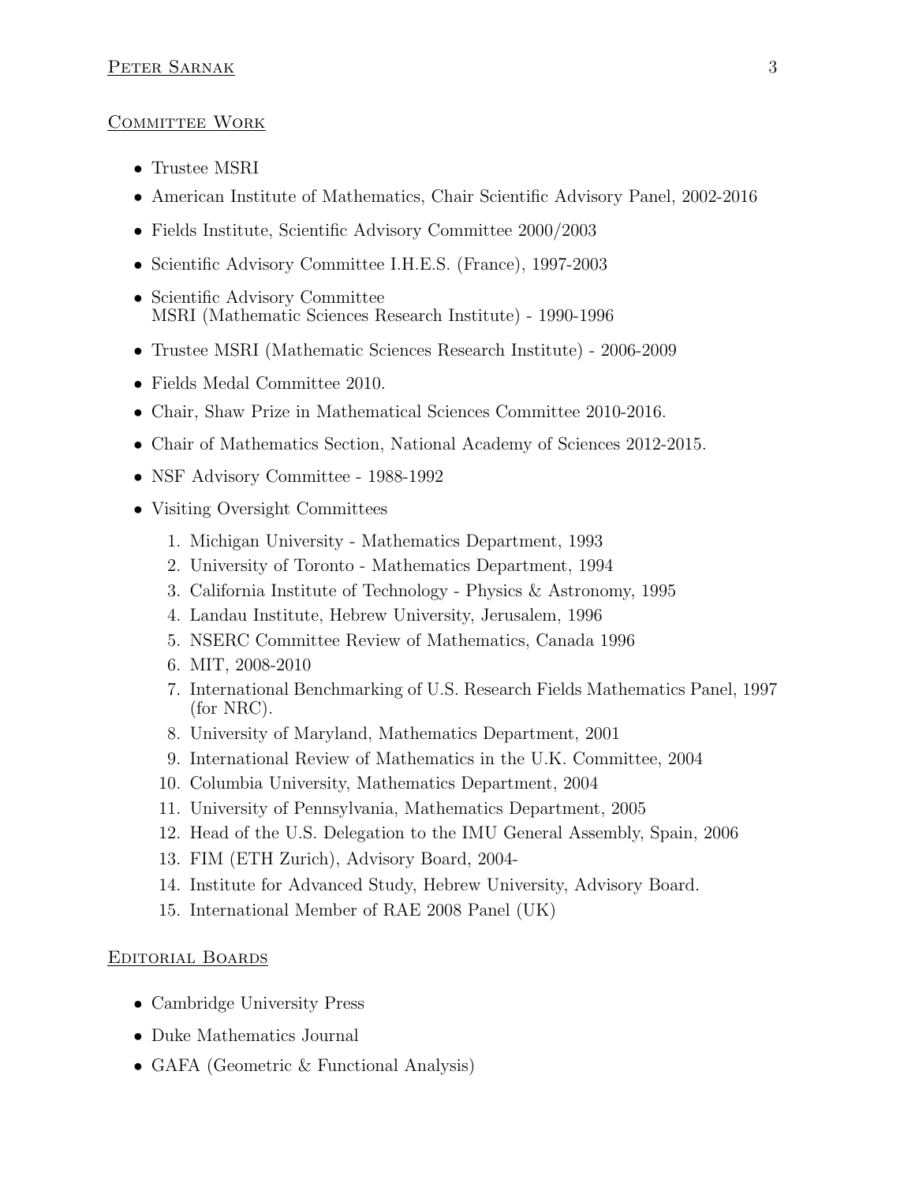## Committee Work

- Trustee MSRI
- American Institute of Mathematics, Chair Scientific Advisory Panel, 2002-2016
- Fields Institute, Scientific Advisory Committee 2000/2003
- Scientific Advisory Committee I.H.E.S. (France), 1997-2003
- Scientific Advisory Committee
  MSRI (Mathematic Sciences Research Institute) - 1990-1996
- Trustee MSRI (Mathematic Sciences Research Institute) - 2006-2009
- Fields Medal Committee 2010.
- Chair, Shaw Prize in Mathematical Sciences Committee 2010-2016.
- Chair of Mathematics Section, National Academy of Sciences 2012-2015.
- NSF Advisory Committee - 1988-1992
- Visiting Oversight Committees
  1. Michigan University - Mathematics Department, 1993
  2. University of Toronto - Mathematics Department, 1994
  3. California Institute of Technology - Physics & Astronomy, 1995
  4. Landau Institute, Hebrew University, Jerusalem, 1996
  5. NSERC Committee Review of Mathematics, Canada 1996
  6. MIT, 2008-2010
  7. International Benchmarking of U.S. Research Fields Mathematics Panel, 1997 (for NRC).
  8. University of Maryland, Mathematics Department, 2001
  9. International Review of Mathematics in the U.K. Committee, 2004
  10. Columbia University, Mathematics Department, 2004
  11. University of Pennsylvania, Mathematics Department, 2005
  12. Head of the U.S. Delegation to the IMU General Assembly, Spain, 2006
  13. FIM (ETH Zurich), Advisory Board, 2004-
  14. Institute for Advanced Study, Hebrew University, Advisory Board.
  15. International Member of RAE 2008 Panel (UK)

## Editorial Boards

- Cambridge University Press
- Duke Mathematics Journal
- GAFA (Geometric & Functional Analysis)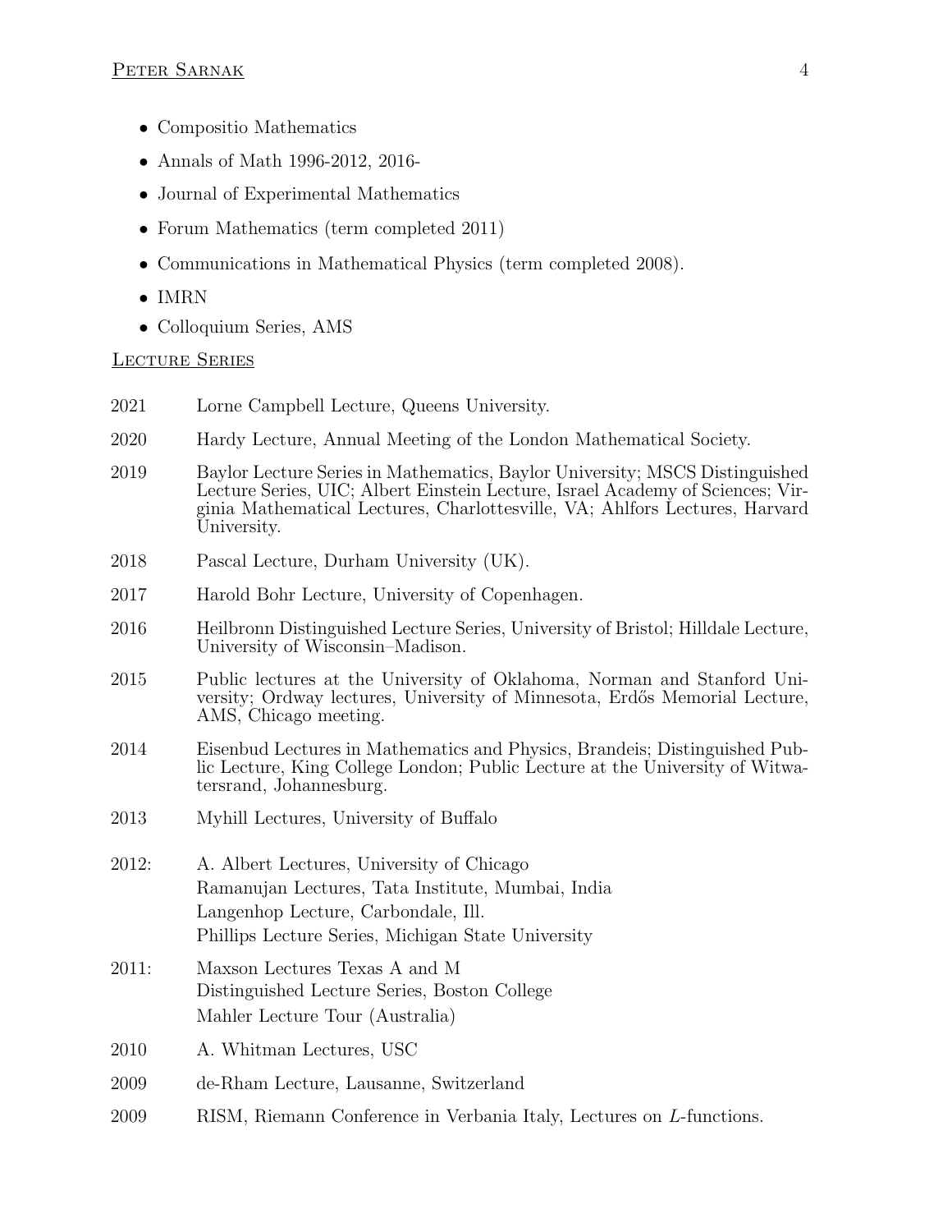- Compositio Mathematics
- Annals of Math 1996-2012, 2016-
- Journal of Experimental Mathematics
- Forum Mathematics (term completed 2011)
- Communications in Mathematical Physics (term completed 2008).
- IMRN
- Colloquium Series, AMS

## Lecture Series

2021 Lorne Campbell Lecture, Queens University.

2020 Hardy Lecture, Annual Meeting of the London Mathematical Society.

2019 Baylor Lecture Series in Mathematics, Baylor University; MSCS Distinguished Lecture Series, UIC; Albert Einstein Lecture, Israel Academy of Sciences; Virginia Mathematical Lectures, Charlottesville, VA; Ahlfors Lectures, Harvard University.

2018 Pascal Lecture, Durham University (UK).

2017 Harold Bohr Lecture, University of Copenhagen.

2016 Heilbronn Distinguished Lecture Series, University of Bristol; Hilldale Lecture, University of Wisconsin–Madison.

2015 Public lectures at the University of Oklahoma, Norman and Stanford University; Ordway lectures, University of Minnesota, Erdős Memorial Lecture, AMS, Chicago meeting.

2014 Eisenbud Lectures in Mathematics and Physics, Brandeis; Distinguished Public Lecture, King College London; Public Lecture at the University of Witwatersrand, Johannesburg.

2013 Myhill Lectures, University of Buffalo

2012: A. Albert Lectures, University of Chicago
Ramanujan Lectures, Tata Institute, Mumbai, India
Langenhop Lecture, Carbondale, Ill.
Phillips Lecture Series, Michigan State University

2011: Maxson Lectures Texas A and M
Distinguished Lecture Series, Boston College
Mahler Lecture Tour (Australia)

2010 A. Whitman Lectures, USC

2009 de-Rham Lecture, Lausanne, Switzerland

2009 RISM, Riemann Conference in Verbania Italy, Lectures on $L$-functions.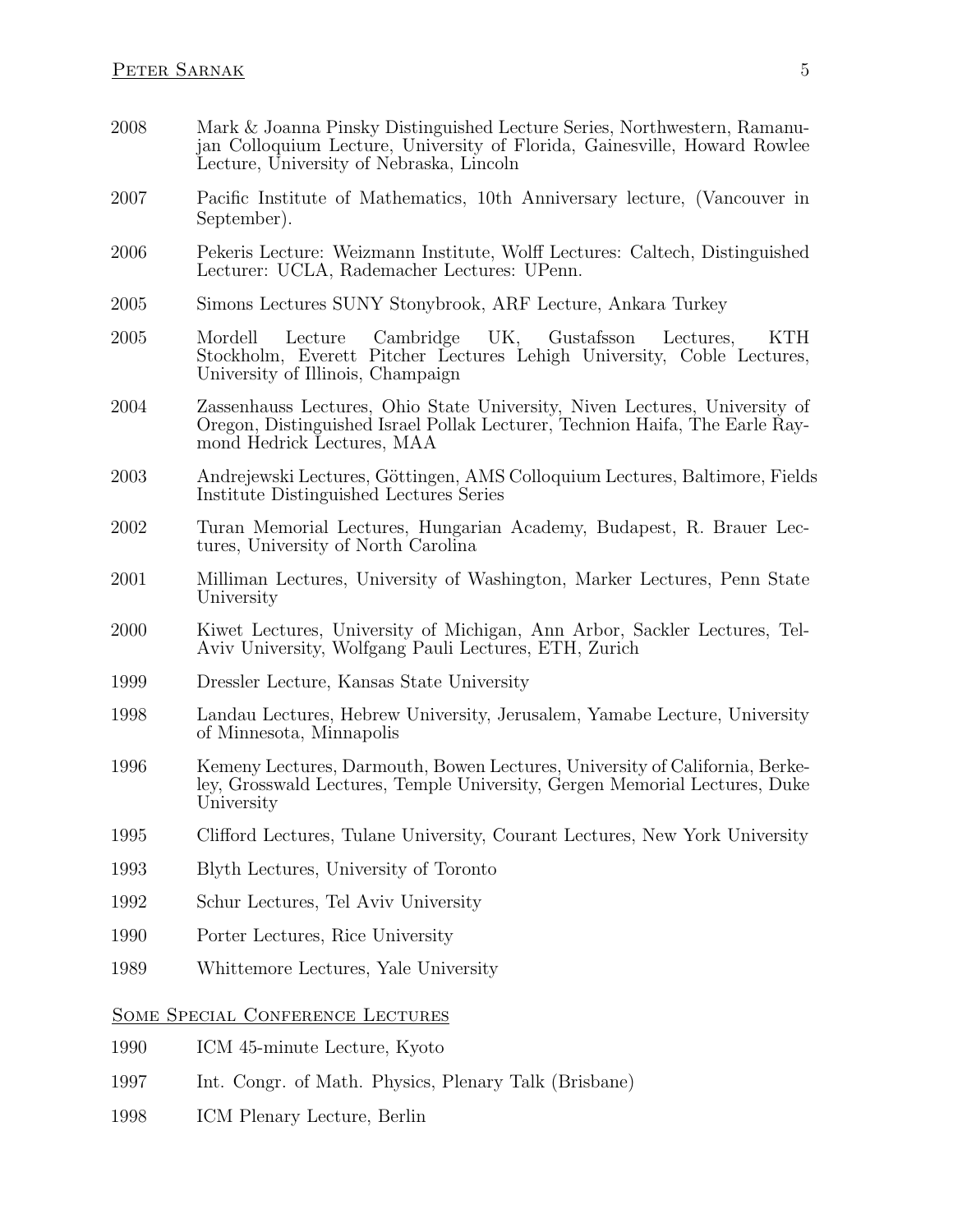2008 Mark & Joanna Pinsky Distinguished Lecture Series, Northwestern, Ramanujan Colloquium Lecture, University of Florida, Gainesville, Howard Rowlee Lecture, University of Nebraska, Lincoln

2007 Pacific Institute of Mathematics, 10th Anniversary lecture, (Vancouver in September).

2006 Pekeris Lecture: Weizmann Institute, Wolff Lectures: Caltech, Distinguished Lecturer: UCLA, Rademacher Lectures: UPenn.

2005 Simons Lectures SUNY Stonybrook, ARF Lecture, Ankara Turkey

2005 Mordell Lecture Cambridge UK, Gustafsson Lectures, KTH Stockholm, Everett Pitcher Lectures Lehigh University, Coble Lectures, University of Illinois, Champaign

2004 Zassenhauss Lectures, Ohio State University, Niven Lectures, University of Oregon, Distinguished Israel Pollak Lecturer, Technion Haifa, The Earle Raymond Hedrick Lectures, MAA

2003 Andrejewski Lectures, Göttingen, AMS Colloquium Lectures, Baltimore, Fields Institute Distinguished Lectures Series

2002 Turan Memorial Lectures, Hungarian Academy, Budapest, R. Brauer Lectures, University of North Carolina

2001 Milliman Lectures, University of Washington, Marker Lectures, Penn State University

2000 Kiwet Lectures, University of Michigan, Ann Arbor, Sackler Lectures, Tel-Aviv University, Wolfgang Pauli Lectures, ETH, Zurich

1999 Dressler Lecture, Kansas State University

1998 Landau Lectures, Hebrew University, Jerusalem, Yamabe Lecture, University of Minnesota, Minnapolis

1996 Kemeny Lectures, Darmouth, Bowen Lectures, University of California, Berkeley, Grosswald Lectures, Temple University, Gergen Memorial Lectures, Duke University

1995 Clifford Lectures, Tulane University, Courant Lectures, New York University

1993 Blyth Lectures, University of Toronto

1992 Schur Lectures, Tel Aviv University

1990 Porter Lectures, Rice University

1989 Whittemore Lectures, Yale University

## Some Special Conference Lectures

1990 ICM 45-minute Lecture, Kyoto

1997 Int. Congr. of Math. Physics, Plenary Talk (Brisbane)

1998 ICM Plenary Lecture, Berlin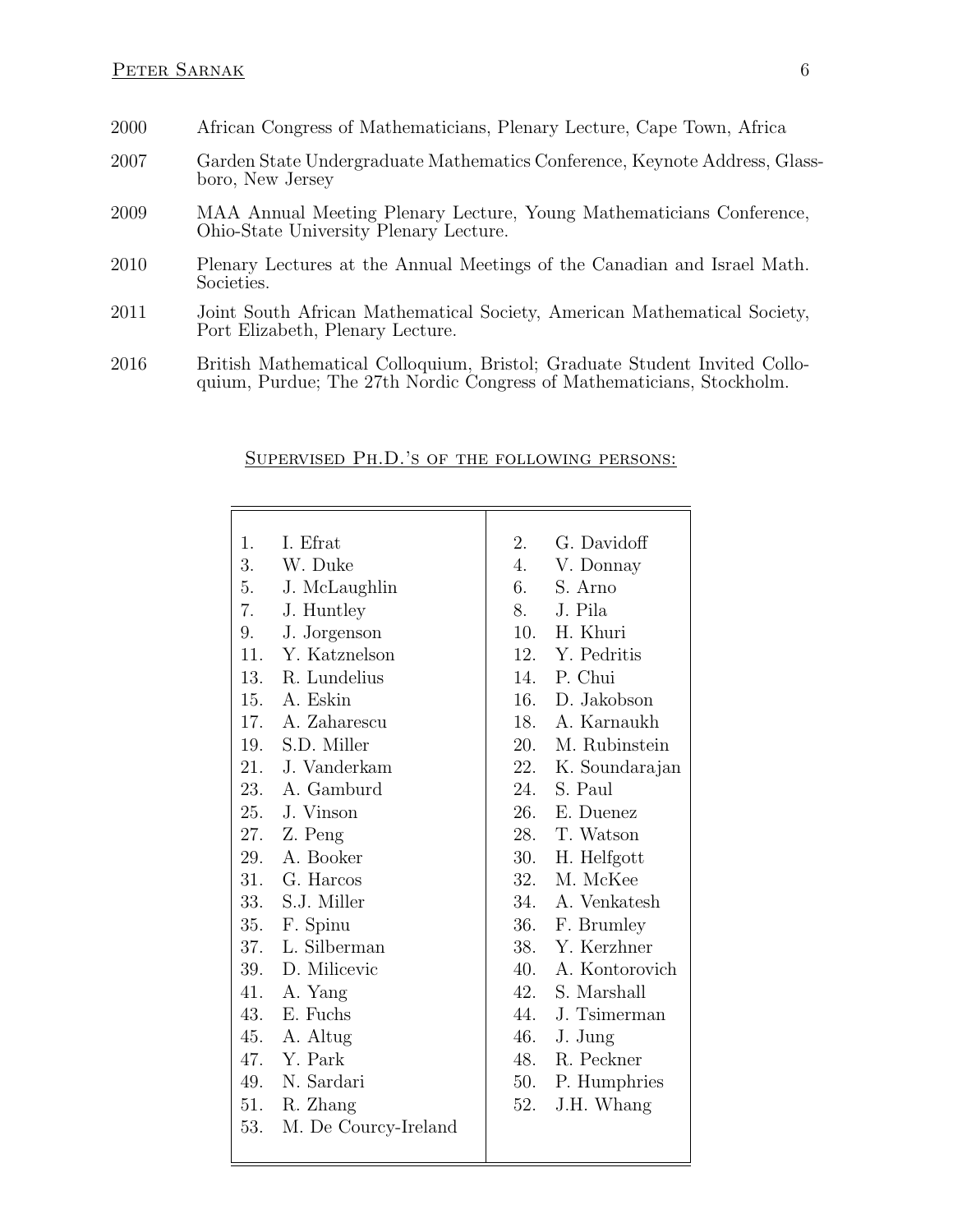2000 African Congress of Mathematicians, Plenary Lecture, Cape Town, Africa

2007 Garden State Undergraduate Mathematics Conference, Keynote Address, Glassboro, New Jersey

2009 MAA Annual Meeting Plenary Lecture, Young Mathematicians Conference, Ohio-State University Plenary Lecture.

2010 Plenary Lectures at the Annual Meetings of the Canadian and Israel Math. Societies.

2011 Joint South African Mathematical Society, American Mathematical Society, Port Elizabeth, Plenary Lecture.

2016 British Mathematical Colloquium, Bristol; Graduate Student Invited Colloquium, Purdue; The 27th Nordic Congress of Mathematicians, Stockholm.

## Supervised Ph.D.'s of the following persons:

| | |
|---|---|
| 1. I. Efrat | 2. G. Davidoff |
| 3. W. Duke | 4. V. Donnay |
| 5. J. McLaughlin | 6. S. Arno |
| 7. J. Huntley | 8. J. Pila |
| 9. J. Jorgenson | 10. H. Khuri |
| 11. Y. Katznelson | 12. Y. Pedritis |
| 13. R. Lundelius | 14. P. Chui |
| 15. A. Eskin | 16. D. Jakobson |
| 17. A. Zaharescu | 18. A. Karnaukh |
| 19. S.D. Miller | 20. M. Rubinstein |
| 21. J. Vanderkam | 22. K. Soundarajan |
| 23. A. Gamburd | 24. S. Paul |
| 25. J. Vinson | 26. E. Duenez |
| 27. Z. Peng | 28. T. Watson |
| 29. A. Booker | 30. H. Helfgott |
| 31. G. Harcos | 32. M. McKee |
| 33. S.J. Miller | 34. A. Venkatesh |
| 35. F. Spinu | 36. F. Brumley |
| 37. L. Silberman | 38. Y. Kerzhner |
| 39. D. Milicevic | 40. A. Kontorovich |
| 41. A. Yang | 42. S. Marshall |
| 43. E. Fuchs | 44. J. Tsimerman |
| 45. A. Altug | 46. J. Jung |
| 47. Y. Park | 48. R. Peckner |
| 49. N. Sardari | 50. P. Humphries |
| 51. R. Zhang | 52. J.H. Whang |
| 53. M. De Courcy-Ireland | |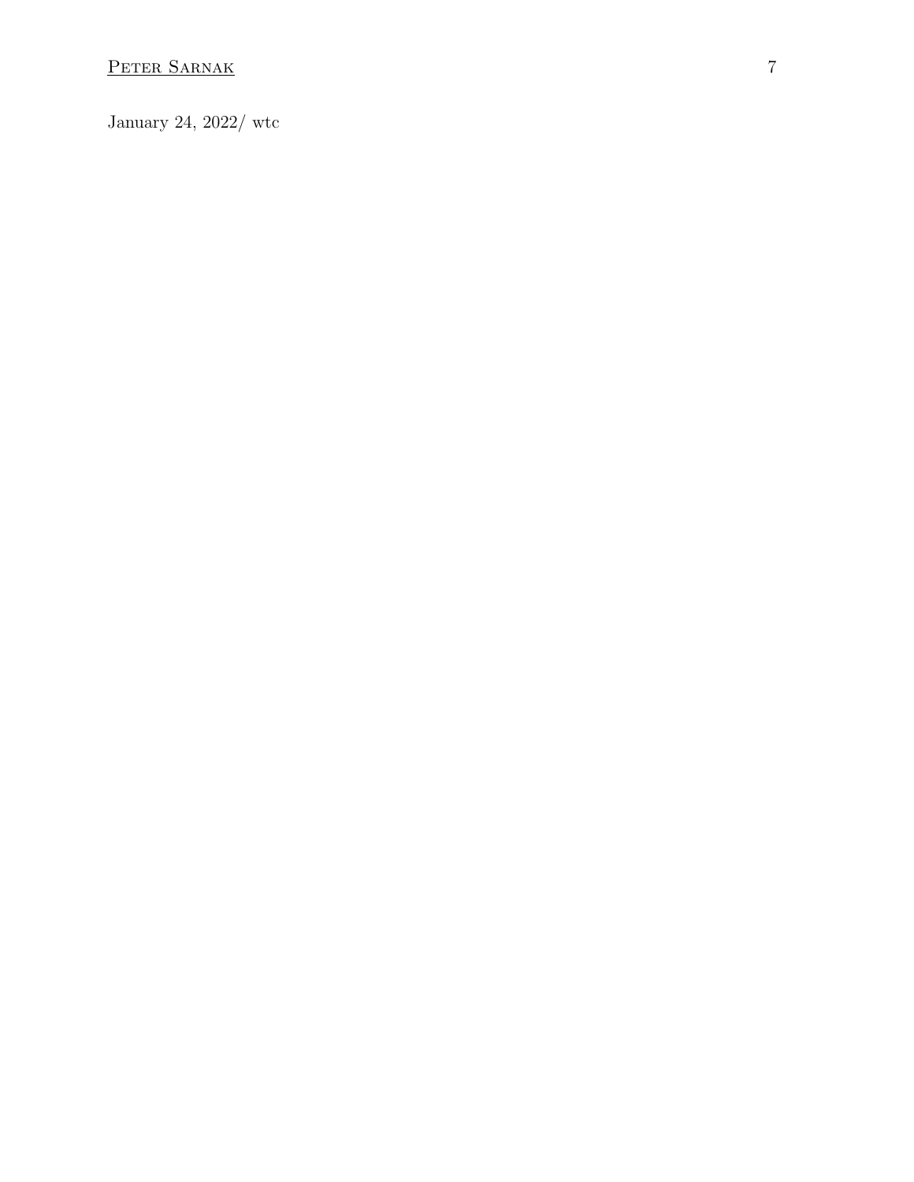January 24, 2022/ wtc